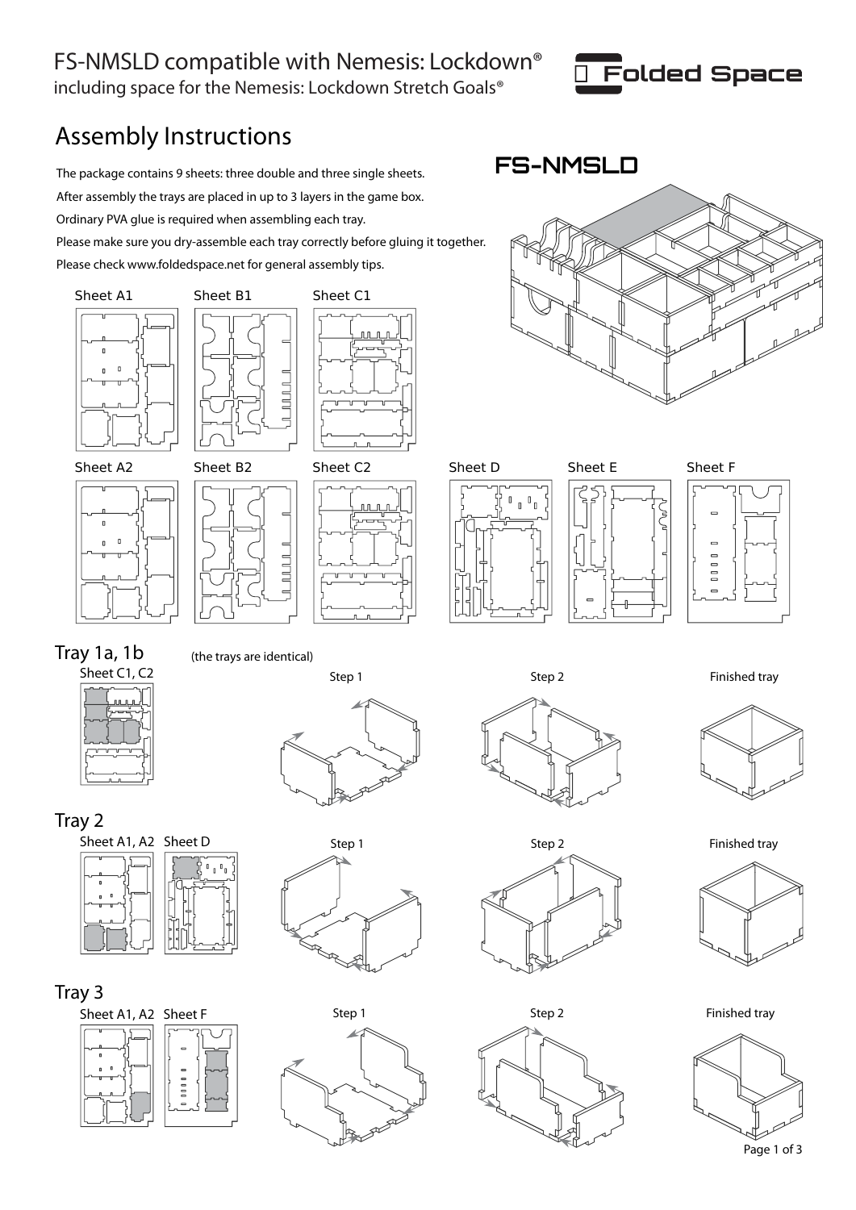# FS-NMSLD compatible with Nemesis: Lockdown®

including space for the Nemesis: Lockdown Stretch Goals®

Folded Space

## Assembly Instructions

**FS-NMSLD**

The package contains 9 sheets: three double and three single sheets.

After assembly the trays are placed in up to 3 layers in the game box.

Ordinary PVA glue is required when assembling each tray.

Please make sure you dry-assemble each tray correctly before gluing it together.

Please check www.foldedspace.net for general assembly tips.

Sheet A1 Sheet B1 Sheet C1

Sheet A2 Sheet B2 Sheet C2 Sheet D Sheet E Sheet F

### Tray 1a, 1b

(the trays are identical)

Sheet C1, C2

Step 1 Step 2 Finished tray

### Tray 2

Sheet A1, A2 Sheet D

Step 1 Step 2 Finished tray

### Tray 3

Sheet A1, A2 Sheet F

Step 1 Step 2 Finished tray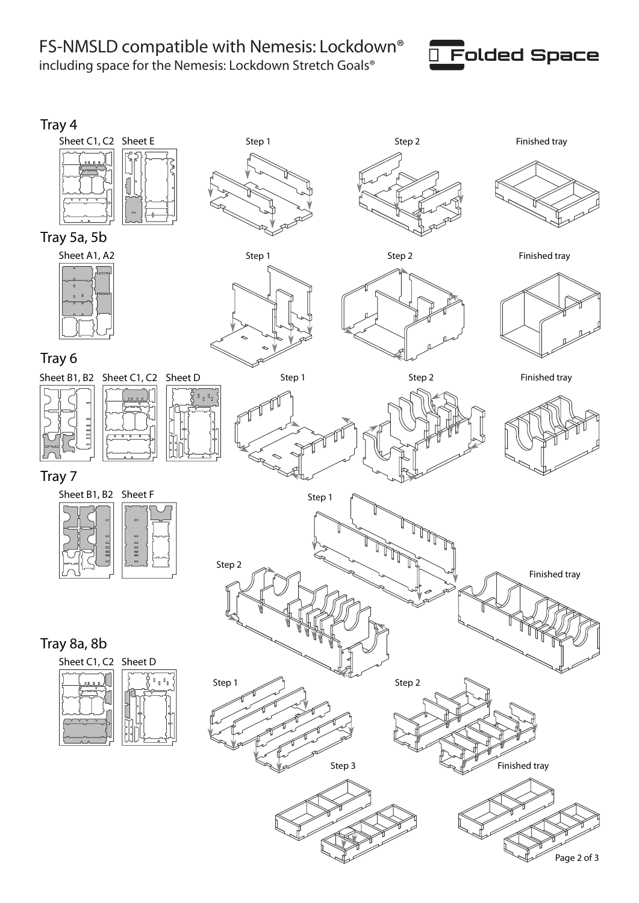# FS-NMSLD compatible with Nemesis: Lockdown®

including space for the Nemesis: Lockdown Stretch Goals®

Folded Space

## Tray 4

Sheet C1, C2 Sheet E

Step 1

Step 2

Finished tray

## Tray 5a, 5b

Sheet A1, A2

Step 1

Step 2

Finished tray

## Tray 6

Sheet B1, B2 Sheet C1, C2 Sheet D

Step 1

Step 2

Finished tray

## Tray 7

Sheet B1, B2 Sheet F

Step 1

Step 2

Finished tray

## Tray 8a, 8b

Sheet C1, C2 Sheet D

Step 1

Step 2

Step 3

Finished tray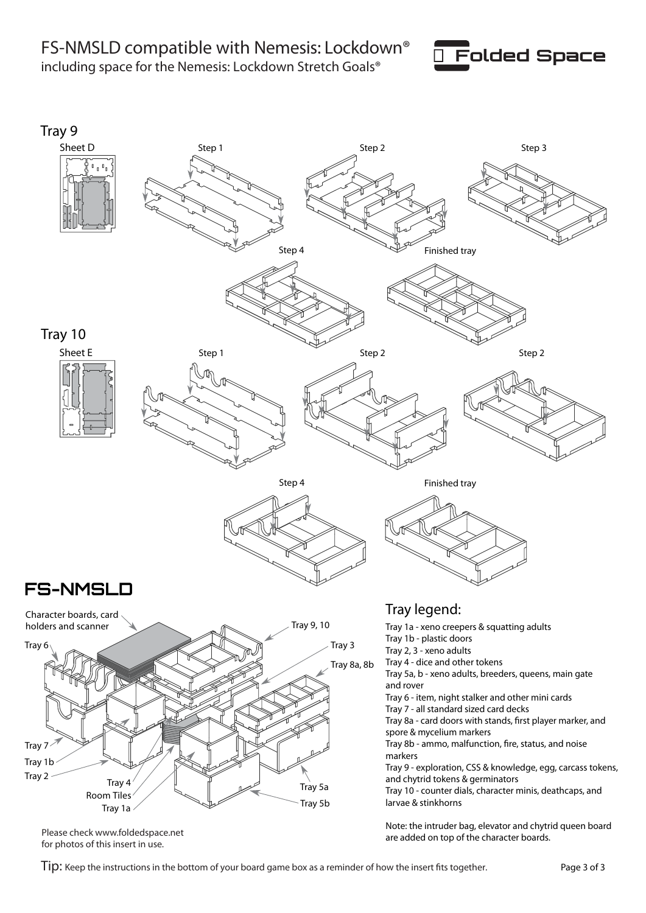# FS-NMSLD compatible with Nemesis: Lockdown®

including space for the Nemesis: Lockdown Stretch Goals®

Folded Space

## Tray 9

Sheet D

Step 1

Step 2

Step 3

Step 4

Finished tray

## Tray 10

Sheet E

Step 1

Step 2

Step 2

Step 4

Finished tray

## FS-NMSLD

Character boards, card holders and scanner

Tray 9, 10

Tray 6

Tray 3

Tray 8a, 8b

Tray 7

Tray 1b

Tray 2

Tray 4

Room Tiles

Tray 1a

Tray 5a

Tray 5b

Please check www.foldedspace.net for photos of this insert in use.

### Tray legend:

Tray 1a - xeno creepers & squatting adults
Tray 1b - plastic doors
Tray 2, 3 - xeno adults
Tray 4 - dice and other tokens
Tray 5a, b - xeno adults, breeders, queens, main gate and rover
Tray 6 - item, night stalker and other mini cards
Tray 7 - all standard sized card decks
Tray 8a - card doors with stands, first player marker, and spore & mycelium markers
Tray 8b - ammo, malfunction, fire, status, and noise markers
Tray 9 - exploration, CSS & knowledge, egg, carcass tokens, and chytrid tokens & germinators
Tray 10 - counter dials, character minis, deathcaps, and larvae & stinkhorns

Note: the intruder bag, elevator and chytrid queen board are added on top of the character boards.

Tip: Keep the instructions in the bottom of your board game box as a reminder of how the insert fits together.